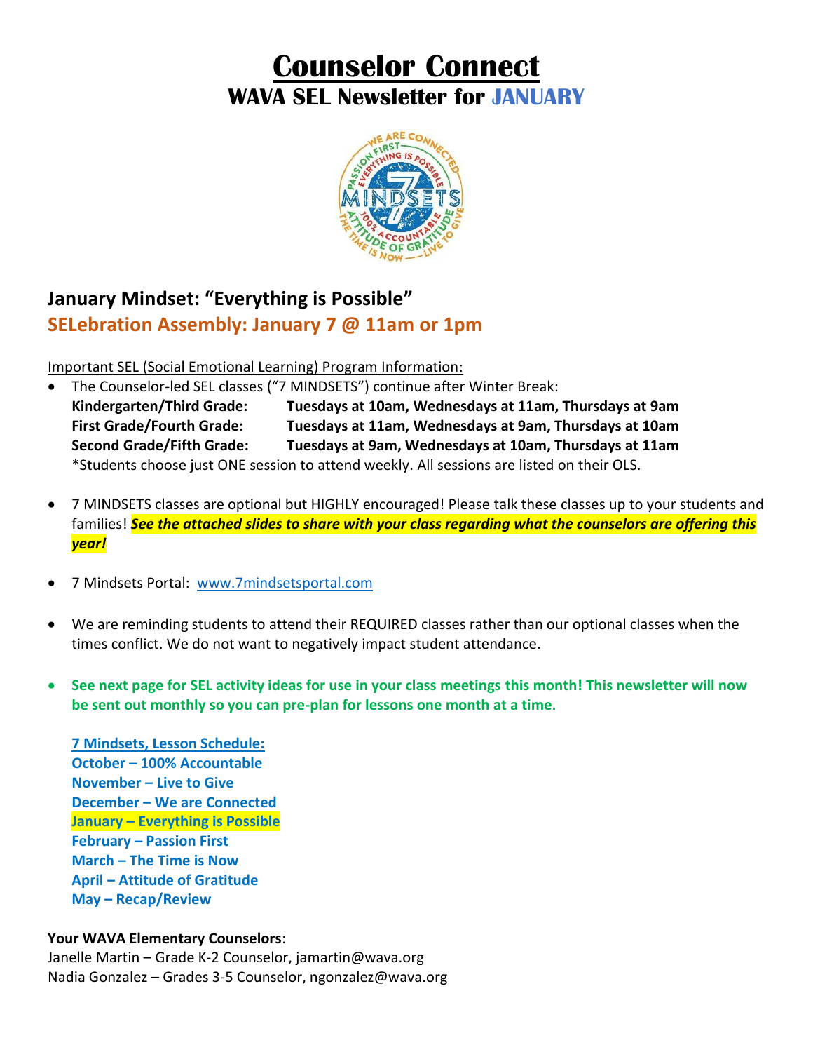# Counselor Connect

## WAVA SEL Newsletter for JANUARY

## January Mindset: "Everything is Possible"

### SELebration Assembly: January 7 @ 11am or 1pm

Important SEL (Social Emotional Learning) Program Information:

- The Counselor-led SEL classes ("7 MINDSETS") continue after Winter Break:
  **Kindergarten/Third Grade: Tuesdays at 10am, Wednesdays at 11am, Thursdays at 9am**
  **First Grade/Fourth Grade: Tuesdays at 11am, Wednesdays at 9am, Thursdays at 10am**
  **Second Grade/Fifth Grade: Tuesdays at 9am, Wednesdays at 10am, Thursdays at 11am**
  *Students choose just ONE session to attend weekly. All sessions are listed on their OLS.

- 7 MINDSETS classes are optional but HIGHLY encouraged! Please talk these classes up to your students and families! ***See the attached slides to share with your class regarding what the counselors are offering this year!***

- 7 Mindsets Portal: www.7mindsetsportal.com

- We are reminding students to attend their REQUIRED classes rather than our optional classes when the times conflict. We do not want to negatively impact student attendance.

- **See next page for SEL activity ideas for use in your class meetings this month! This newsletter will now be sent out monthly so you can pre-plan for lessons one month at a time.**

**7 Mindsets, Lesson Schedule:**
**October – 100% Accountable**
**November – Live to Give**
**December – We are Connected**
**January – Everything is Possible**
**February – Passion First**
**March – The Time is Now**
**April – Attitude of Gratitude**
**May – Recap/Review**

**Your WAVA Elementary Counselors**:
Janelle Martin – Grade K-2 Counselor, jamartin@wava.org
Nadia Gonzalez – Grades 3-5 Counselor, ngonzalez@wava.org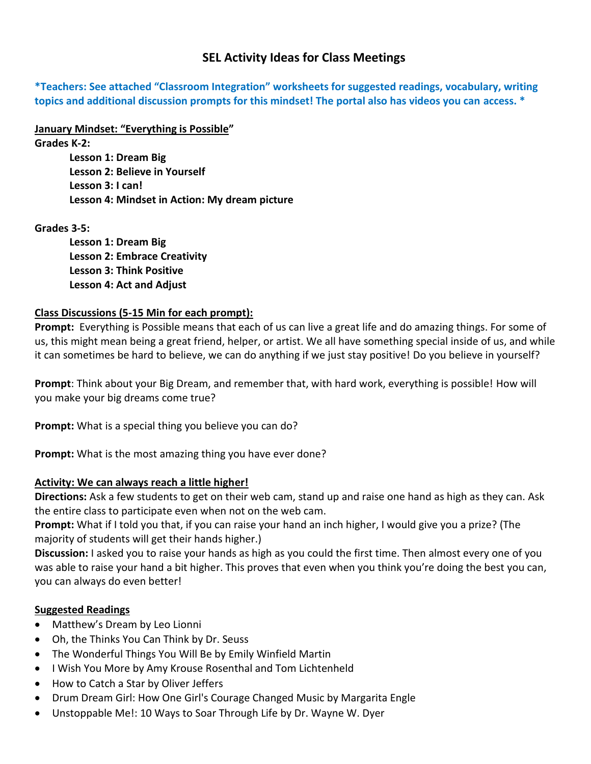# SEL Activity Ideas for Class Meetings

***Teachers: See attached "Classroom Integration" worksheets for suggested readings, vocabulary, writing topics and additional discussion prompts for this mindset! The portal also has videos you can access. ***

**January Mindset: "Everything is Possible"**

**Grades K-2:**

- **Lesson 1: Dream Big**
- **Lesson 2: Believe in Yourself**
- **Lesson 3: I can!**
- **Lesson 4: Mindset in Action: My dream picture**

**Grades 3-5:**

- **Lesson 1: Dream Big**
- **Lesson 2: Embrace Creativity**
- **Lesson 3: Think Positive**
- **Lesson 4: Act and Adjust**

**Class Discussions (5-15 Min for each prompt):**

**Prompt:** Everything is Possible means that each of us can live a great life and do amazing things. For some of us, this might mean being a great friend, helper, or artist. We all have something special inside of us, and while it can sometimes be hard to believe, we can do anything if we just stay positive! Do you believe in yourself?

**Prompt**: Think about your Big Dream, and remember that, with hard work, everything is possible! How will you make your big dreams come true?

**Prompt:** What is a special thing you believe you can do?

**Prompt:** What is the most amazing thing you have ever done?

**Activity: We can always reach a little higher!**

**Directions:** Ask a few students to get on their web cam, stand up and raise one hand as high as they can. Ask the entire class to participate even when not on the web cam.

**Prompt:** What if I told you that, if you can raise your hand an inch higher, I would give you a prize? (The majority of students will get their hands higher.)

**Discussion:** I asked you to raise your hands as high as you could the first time. Then almost every one of you was able to raise your hand a bit higher. This proves that even when you think you're doing the best you can, you can always do even better!

**Suggested Readings**

- Matthew's Dream by Leo Lionni
- Oh, the Thinks You Can Think by Dr. Seuss
- The Wonderful Things You Will Be by Emily Winfield Martin
- I Wish You More by Amy Krouse Rosenthal and Tom Lichtenheld
- How to Catch a Star by Oliver Jeffers
- Drum Dream Girl: How One Girl's Courage Changed Music by Margarita Engle
- Unstoppable Me!: 10 Ways to Soar Through Life by Dr. Wayne W. Dyer